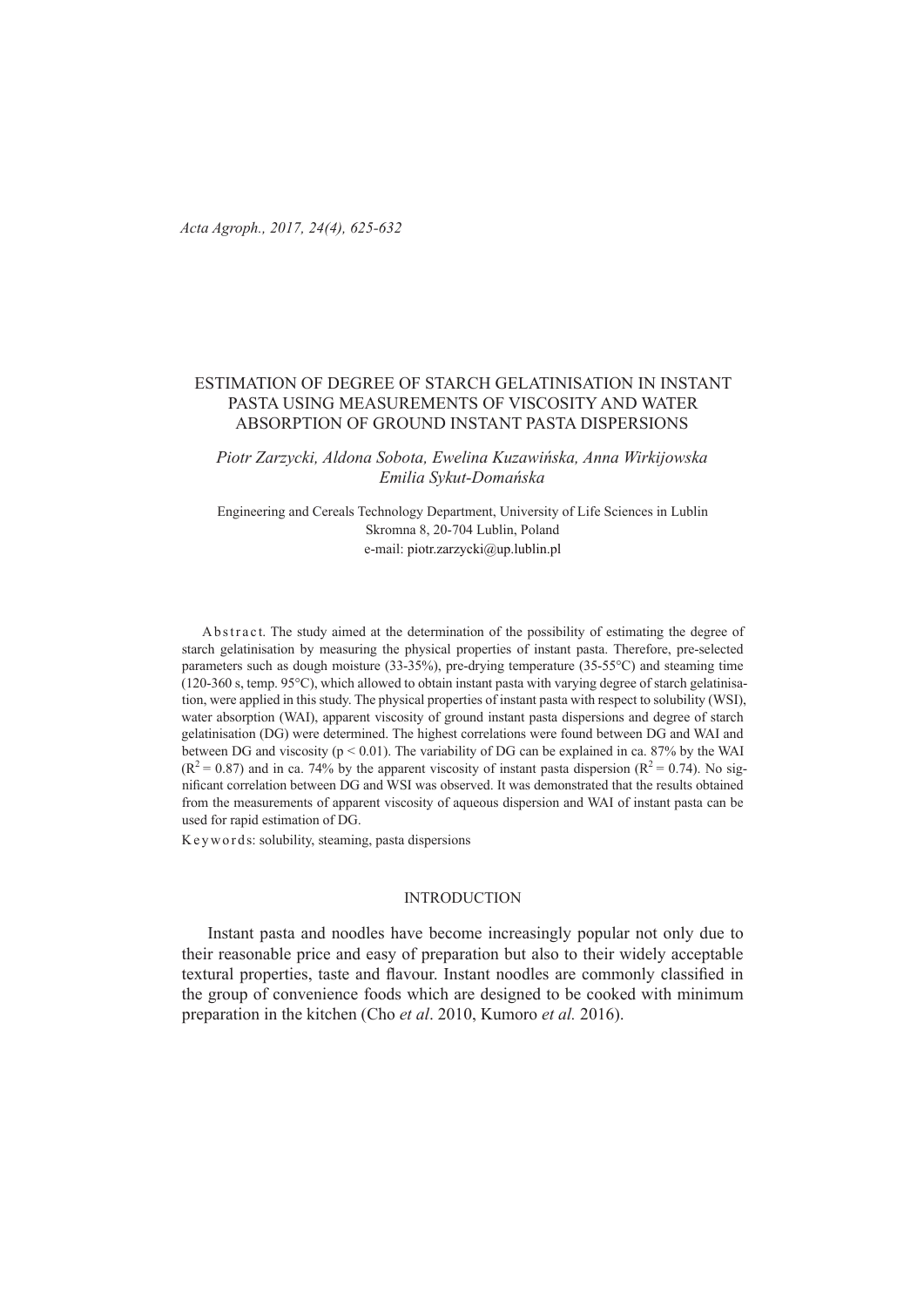# ESTIMATION OF DEGREE OF STARCH GELATINISATION IN INSTANT PASTA USING MEASUREMENTS OF VISCOSITY AND WATER ABSORPTION OF GROUND INSTANT PASTA DISPERSIONS

*Piotr Zarzycki, Aldona Sobota, Ewelina Kuzawińska, Anna Wirkijowska Emilia Sykut-Domańska*

Engineering and Cereals Technology Department, University of Life Sciences in Lublin
Skromna 8, 20-704 Lublin, Poland
e-mail: piotr.zarzycki@up.lublin.pl

Abstract. The study aimed at the determination of the possibility of estimating the degree of starch gelatinisation by measuring the physical properties of instant pasta. Therefore, pre-selected parameters such as dough moisture (33-35%), pre-drying temperature (35-55°C) and steaming time (120-360 s, temp. 95°C), which allowed to obtain instant pasta with varying degree of starch gelatinisation, were applied in this study. The physical properties of instant pasta with respect to solubility (WSI), water absorption (WAI), apparent viscosity of ground instant pasta dispersions and degree of starch gelatinisation (DG) were determined. The highest correlations were found between DG and WAI and between DG and viscosity ($p < 0.01$). The variability of DG can be explained in ca. 87% by the WAI ($R^2 = 0.87$) and in ca. 74% by the apparent viscosity of instant pasta dispersion ($R^2 = 0.74$). No significant correlation between DG and WSI was observed. It was demonstrated that the results obtained from the measurements of apparent viscosity of aqueous dispersion and WAI of instant pasta can be used for rapid estimation of DG.

Keywords: solubility, steaming, pasta dispersions

## INTRODUCTION

Instant pasta and noodles have become increasingly popular not only due to their reasonable price and easy of preparation but also to their widely acceptable textural properties, taste and flavour. Instant noodles are commonly classified in the group of convenience foods which are designed to be cooked with minimum preparation in the kitchen (Cho *et al*. 2010, Kumoro *et al.* 2016).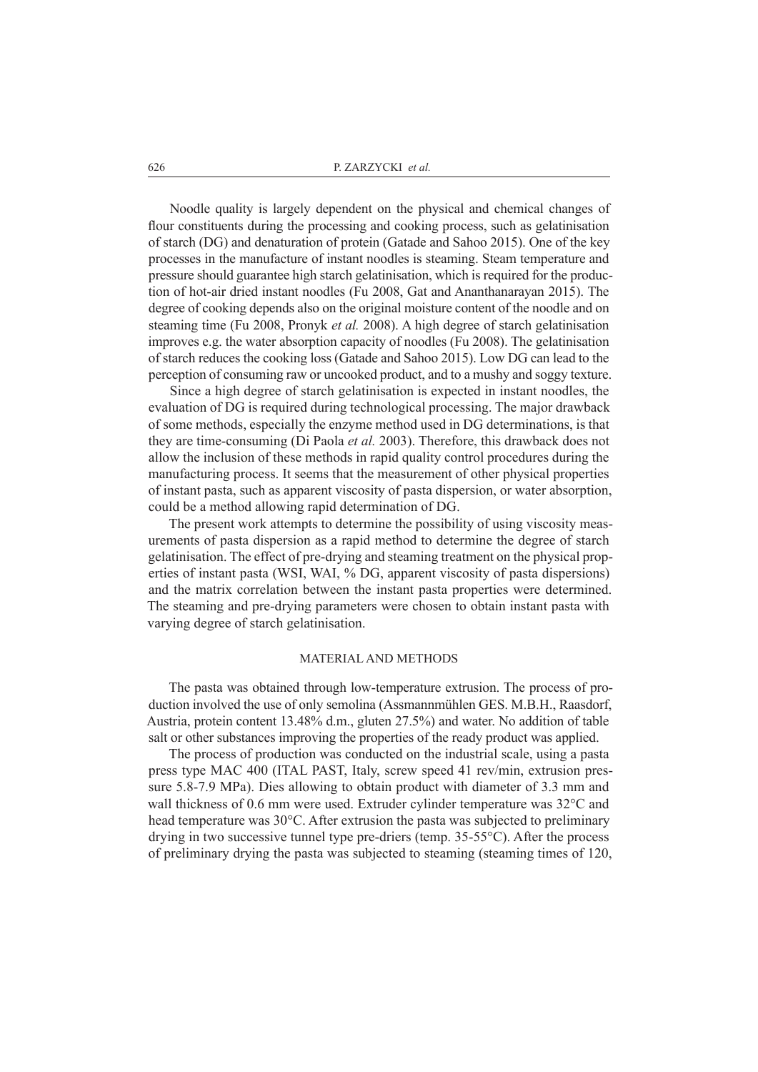Noodle quality is largely dependent on the physical and chemical changes of flour constituents during the processing and cooking process, such as gelatinisation of starch (DG) and denaturation of protein (Gatade and Sahoo 2015). One of the key processes in the manufacture of instant noodles is steaming. Steam temperature and pressure should guarantee high starch gelatinisation, which is required for the production of hot-air dried instant noodles (Fu 2008, Gat and Ananthanarayan 2015). The degree of cooking depends also on the original moisture content of the noodle and on steaming time (Fu 2008, Pronyk *et al.* 2008). A high degree of starch gelatinisation improves e.g. the water absorption capacity of noodles (Fu 2008). The gelatinisation of starch reduces the cooking loss (Gatade and Sahoo 2015). Low DG can lead to the perception of consuming raw or uncooked product, and to a mushy and soggy texture.

Since a high degree of starch gelatinisation is expected in instant noodles, the evaluation of DG is required during technological processing. The major drawback of some methods, especially the enzyme method used in DG determinations, is that they are time-consuming (Di Paola *et al.* 2003). Therefore, this drawback does not allow the inclusion of these methods in rapid quality control procedures during the manufacturing process. It seems that the measurement of other physical properties of instant pasta, such as apparent viscosity of pasta dispersion, or water absorption, could be a method allowing rapid determination of DG.

The present work attempts to determine the possibility of using viscosity measurements of pasta dispersion as a rapid method to determine the degree of starch gelatinisation. The effect of pre-drying and steaming treatment on the physical properties of instant pasta (WSI, WAI, % DG, apparent viscosity of pasta dispersions) and the matrix correlation between the instant pasta properties were determined. The steaming and pre-drying parameters were chosen to obtain instant pasta with varying degree of starch gelatinisation.

## MATERIAL AND METHODS

The pasta was obtained through low-temperature extrusion. The process of production involved the use of only semolina (Assmannmühlen GES. M.B.H., Raasdorf, Austria, protein content 13.48% d.m., gluten 27.5%) and water. No addition of table salt or other substances improving the properties of the ready product was applied.

The process of production was conducted on the industrial scale, using a pasta press type MAC 400 (ITAL PAST, Italy, screw speed 41 rev/min, extrusion pressure 5.8-7.9 MPa). Dies allowing to obtain product with diameter of 3.3 mm and wall thickness of 0.6 mm were used. Extruder cylinder temperature was 32°C and head temperature was 30°C. After extrusion the pasta was subjected to preliminary drying in two successive tunnel type pre-driers (temp. 35-55°C). After the process of preliminary drying the pasta was subjected to steaming (steaming times of 120,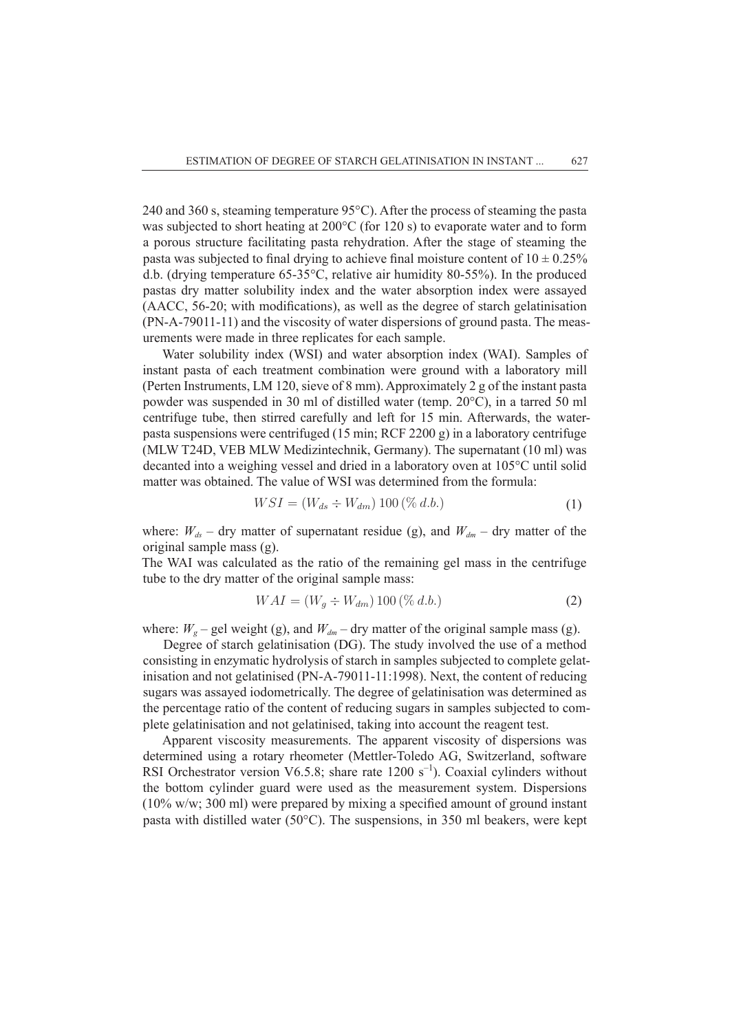240 and 360 s, steaming temperature 95°C). After the process of steaming the pasta was subjected to short heating at 200°C (for 120 s) to evaporate water and to form a porous structure facilitating pasta rehydration. After the stage of steaming the pasta was subjected to final drying to achieve final moisture content of $10 \pm 0.25\%$ d.b. (drying temperature 65-35°C, relative air humidity 80-55%). In the produced pastas dry matter solubility index and the water absorption index were assayed (AACC, 56-20; with modifications), as well as the degree of starch gelatinisation (PN-A-79011-11) and the viscosity of water dispersions of ground pasta. The measurements were made in three replicates for each sample.

Water solubility index (WSI) and water absorption index (WAI). Samples of instant pasta of each treatment combination were ground with a laboratory mill (Perten Instruments, LM 120, sieve of 8 mm). Approximately 2 g of the instant pasta powder was suspended in 30 ml of distilled water (temp. 20°C), in a tarred 50 ml centrifuge tube, then stirred carefully and left for 15 min. Afterwards, the water-pasta suspensions were centrifuged (15 min; RCF 2200 g) in a laboratory centrifuge (MLW T24D, VEB MLW Medizintechnik, Germany). The supernatant (10 ml) was decanted into a weighing vessel and dried in a laboratory oven at 105°C until solid matter was obtained. The value of WSI was determined from the formula:

$$WSI = (W_{ds} \div W_{dm})\,100\,(\%\,d.b.) \tag{1}$$

where: $W_{ds}$ – dry matter of supernatant residue (g), and $W_{dm}$ – dry matter of the original sample mass (g).

The WAI was calculated as the ratio of the remaining gel mass in the centrifuge tube to the dry matter of the original sample mass:

$$WAI = (W_g \div W_{dm})\,100\,(\%\,d.b.) \tag{2}$$

where: $W_g$ – gel weight (g), and $W_{dm}$ – dry matter of the original sample mass (g).

Degree of starch gelatinisation (DG). The study involved the use of a method consisting in enzymatic hydrolysis of starch in samples subjected to complete gelatinisation and not gelatinised (PN-A-79011-11:1998). Next, the content of reducing sugars was assayed iodometrically. The degree of gelatinisation was determined as the percentage ratio of the content of reducing sugars in samples subjected to complete gelatinisation and not gelatinised, taking into account the reagent test.

Apparent viscosity measurements. The apparent viscosity of dispersions was determined using a rotary rheometer (Mettler-Toledo AG, Switzerland, software RSI Orchestrator version V6.5.8; share rate 1200 $s^{-1}$). Coaxial cylinders without the bottom cylinder guard were used as the measurement system. Dispersions (10% w/w; 300 ml) were prepared by mixing a specified amount of ground instant pasta with distilled water (50°C). The suspensions, in 350 ml beakers, were kept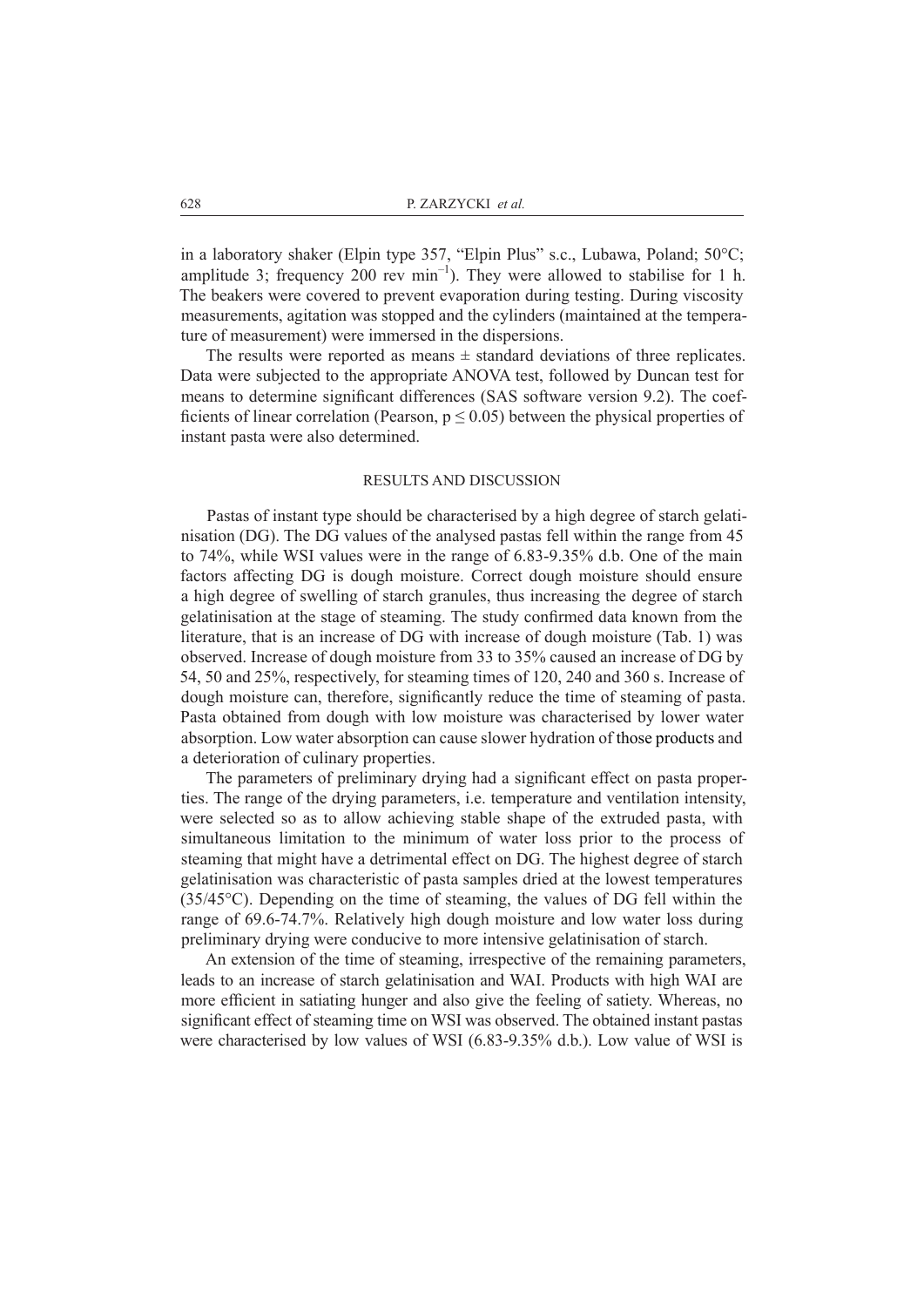in a laboratory shaker (Elpin type 357, "Elpin Plus" s.c., Lubawa, Poland; 50°C; amplitude 3; frequency 200 rev $min^{-1}$). They were allowed to stabilise for 1 h. The beakers were covered to prevent evaporation during testing. During viscosity measurements, agitation was stopped and the cylinders (maintained at the temperature of measurement) were immersed in the dispersions.

The results were reported as means ± standard deviations of three replicates. Data were subjected to the appropriate ANOVA test, followed by Duncan test for means to determine significant differences (SAS software version 9.2). The coefficients of linear correlation (Pearson, $p \leq 0.05$) between the physical properties of instant pasta were also determined.

## RESULTS AND DISCUSSION

Pastas of instant type should be characterised by a high degree of starch gelatinisation (DG). The DG values of the analysed pastas fell within the range from 45 to 74%, while WSI values were in the range of 6.83-9.35% d.b. One of the main factors affecting DG is dough moisture. Correct dough moisture should ensure a high degree of swelling of starch granules, thus increasing the degree of starch gelatinisation at the stage of steaming. The study confirmed data known from the literature, that is an increase of DG with increase of dough moisture (Tab. 1) was observed. Increase of dough moisture from 33 to 35% caused an increase of DG by 54, 50 and 25%, respectively, for steaming times of 120, 240 and 360 s. Increase of dough moisture can, therefore, significantly reduce the time of steaming of pasta. Pasta obtained from dough with low moisture was characterised by lower water absorption. Low water absorption can cause slower hydration of those products and a deterioration of culinary properties.

The parameters of preliminary drying had a significant effect on pasta properties. The range of the drying parameters, i.e. temperature and ventilation intensity, were selected so as to allow achieving stable shape of the extruded pasta, with simultaneous limitation to the minimum of water loss prior to the process of steaming that might have a detrimental effect on DG. The highest degree of starch gelatinisation was characteristic of pasta samples dried at the lowest temperatures (35/45°C). Depending on the time of steaming, the values of DG fell within the range of 69.6-74.7%. Relatively high dough moisture and low water loss during preliminary drying were conducive to more intensive gelatinisation of starch.

An extension of the time of steaming, irrespective of the remaining parameters, leads to an increase of starch gelatinisation and WAI. Products with high WAI are more efficient in satiating hunger and also give the feeling of satiety. Whereas, no significant effect of steaming time on WSI was observed. The obtained instant pastas were characterised by low values of WSI (6.83-9.35% d.b.). Low value of WSI is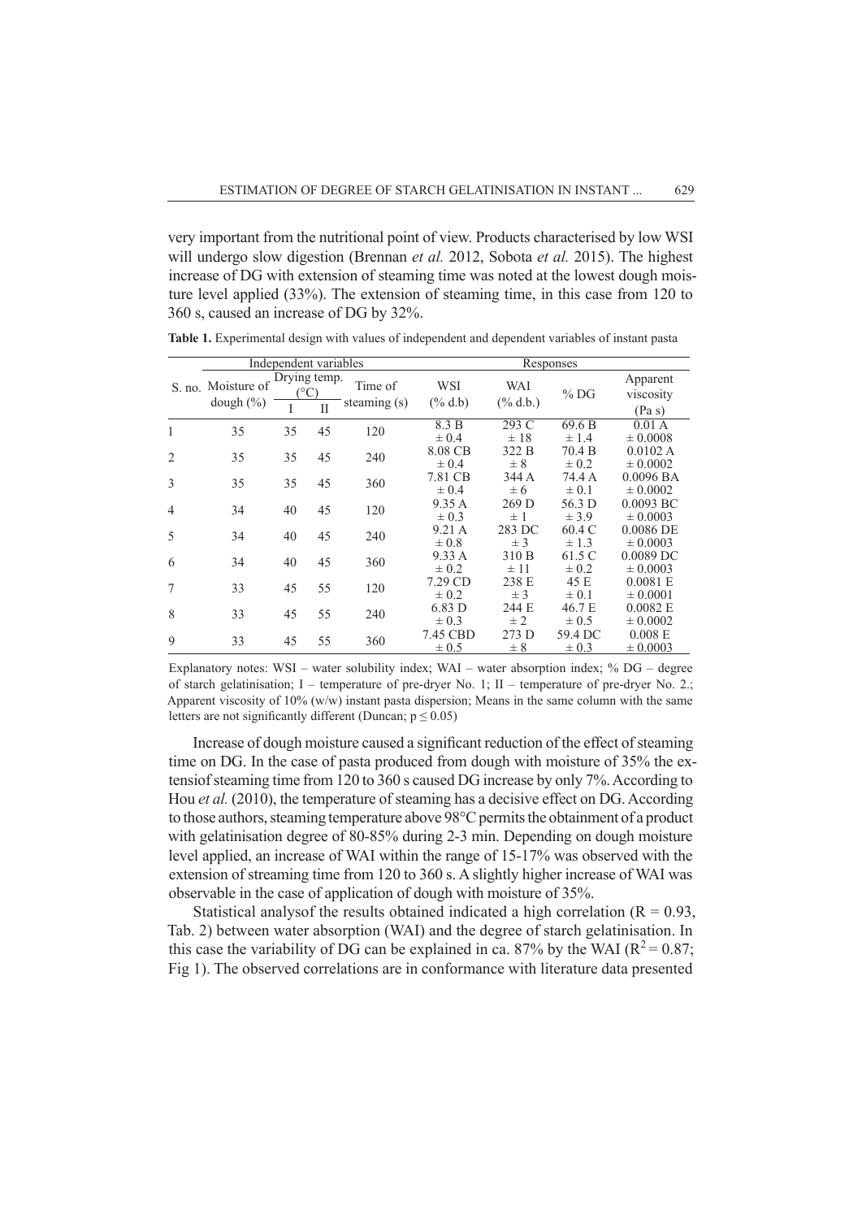very important from the nutritional point of view. Products characterised by low WSI will undergo slow digestion (Brennan *et al.* 2012, Sobota *et al.* 2015). The highest increase of DG with extension of steaming time was noted at the lowest dough moisture level applied (33%). The extension of steaming time, in this case from 120 to 360 s, caused an increase of DG by 32%.

**Table 1.** Experimental design with values of independent and dependent variables of instant pasta

| S. no. | Independent variables | | | | Responses | | | |
|---|---|---|---|---|---|---|---|---|
| | Moisture of dough (%) | Drying temp. (°C) I | Drying temp. (°C) II | Time of steaming (s) | WSI (% d.b) | WAI (% d.b.) | % DG | Apparent viscosity (Pa s) |
| 1 | 35 | 35 | 45 | 120 | 8.3 B ± 0.4 | 293 C ± 18 | 69.6 B ± 1.4 | 0.01 A ± 0.0008 |
| 2 | 35 | 35 | 45 | 240 | 8.08 CB ± 0.4 | 322 B ± 8 | 70.4 B ± 0.2 | 0.0102 A ± 0.0002 |
| 3 | 35 | 35 | 45 | 360 | 7.81 CB ± 0.4 | 344 A ± 6 | 74.4 A ± 0.1 | 0.0096 BA ± 0.0002 |
| 4 | 34 | 40 | 45 | 120 | 9.35 A ± 0.3 | 269 D ± 1 | 56.3 D ± 3.9 | 0.0093 BC ± 0.0003 |
| 5 | 34 | 40 | 45 | 240 | 9.21 A ± 0.8 | 283 DC ± 3 | 60.4 C ± 1.3 | 0.0086 DE ± 0.0003 |
| 6 | 34 | 40 | 45 | 360 | 9.33 A ± 0.2 | 310 B ± 11 | 61.5 C ± 0.2 | 0.0089 DC ± 0.0003 |
| 7 | 33 | 45 | 55 | 120 | 7.29 CD ± 0.2 | 238 E ± 3 | 45 E ± 0.1 | 0.0081 E ± 0.0001 |
| 8 | 33 | 45 | 55 | 240 | 6.83 D ± 0.3 | 244 E ± 2 | 46.7 E ± 0.5 | 0.0082 E ± 0.0002 |
| 9 | 33 | 45 | 55 | 360 | 7.45 CBD ± 0.5 | 273 D ± 8 | 59.4 DC ± 0.3 | 0.008 E ± 0.0003 |

Explanatory notes: WSI – water solubility index; WAI – water absorption index; % DG – degree of starch gelatinisation; I – temperature of pre-dryer No. 1; II – temperature of pre-dryer No. 2.; Apparent viscosity of 10% (w/w) instant pasta dispersion; Means in the same column with the same letters are not significantly different (Duncan; $p \leq 0.05$)

Increase of dough moisture caused a significant reduction of the effect of steaming time on DG. In the case of pasta produced from dough with moisture of 35% the extensiof steaming time from 120 to 360 s caused DG increase by only 7%. According to Hou *et al.* (2010), the temperature of steaming has a decisive effect on DG. According to those authors, steaming temperature above 98°C permits the obtainment of a product with gelatinisation degree of 80-85% during 2-3 min. Depending on dough moisture level applied, an increase of WAI within the range of 15-17% was observed with the extension of streaming time from 120 to 360 s. A slightly higher increase of WAI was observable in the case of application of dough with moisture of 35%.

Statistical analysof the results obtained indicated a high correlation ($R = 0.93$, Tab. 2) between water absorption (WAI) and the degree of starch gelatinisation. In this case the variability of DG can be explained in ca. 87% by the WAI ($R^2 = 0.87$; Fig 1). The observed correlations are in conformance with literature data presented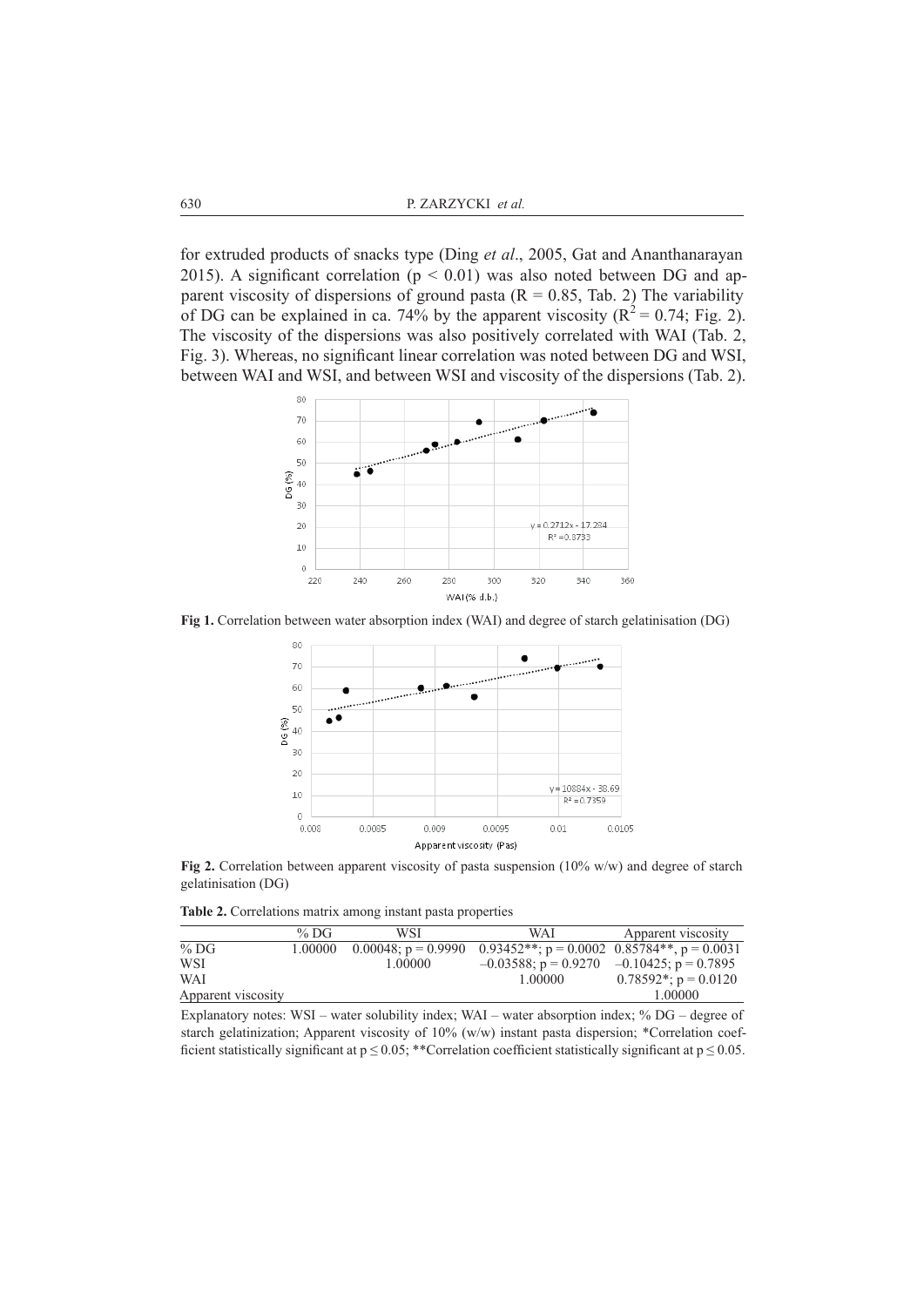for extruded products of snacks type (Ding *et al*., 2005, Gat and Ananthanarayan 2015). A significant correlation ($p < 0.01$) was also noted between DG and apparent viscosity of dispersions of ground pasta ($R = 0.85$, Tab. 2) The variability of DG can be explained in ca. 74% by the apparent viscosity ($R^2 = 0.74$; Fig. 2). The viscosity of the dispersions was also positively correlated with WAI (Tab. 2, Fig. 3). Whereas, no significant linear correlation was noted between DG and WSI, between WAI and WSI, and between WSI and viscosity of the dispersions (Tab. 2).

**Fig 1.** Correlation between water absorption index (WAI) and degree of starch gelatinisation (DG)

**Fig 2.** Correlation between apparent viscosity of pasta suspension (10% w/w) and degree of starch gelatinisation (DG)

**Table 2.** Correlations matrix among instant pasta properties

| | % DG | WSI | WAI | Apparent viscosity |
|---|---|---|---|---|
| % DG | 1.00000 | 0.00048; p = 0.9990 | 0.93452**; p = 0.0002 | 0.85784**, p = 0.0031 |
| WSI | | 1.00000 | –0.03588; p = 0.9270 | –0.10425; p = 0.7895 |
| WAI | | | 1.00000 | 0.78592*; p = 0.0120 |
| Apparent viscosity | | | | 1.00000 |

Explanatory notes: WSI – water solubility index; WAI – water absorption index; % DG – degree of starch gelatinization; Apparent viscosity of 10% (w/w) instant pasta dispersion; *Correlation coefficient statistically significant at $p \leq 0.05$; **Correlation coefficient statistically significant at $p \leq 0.05$.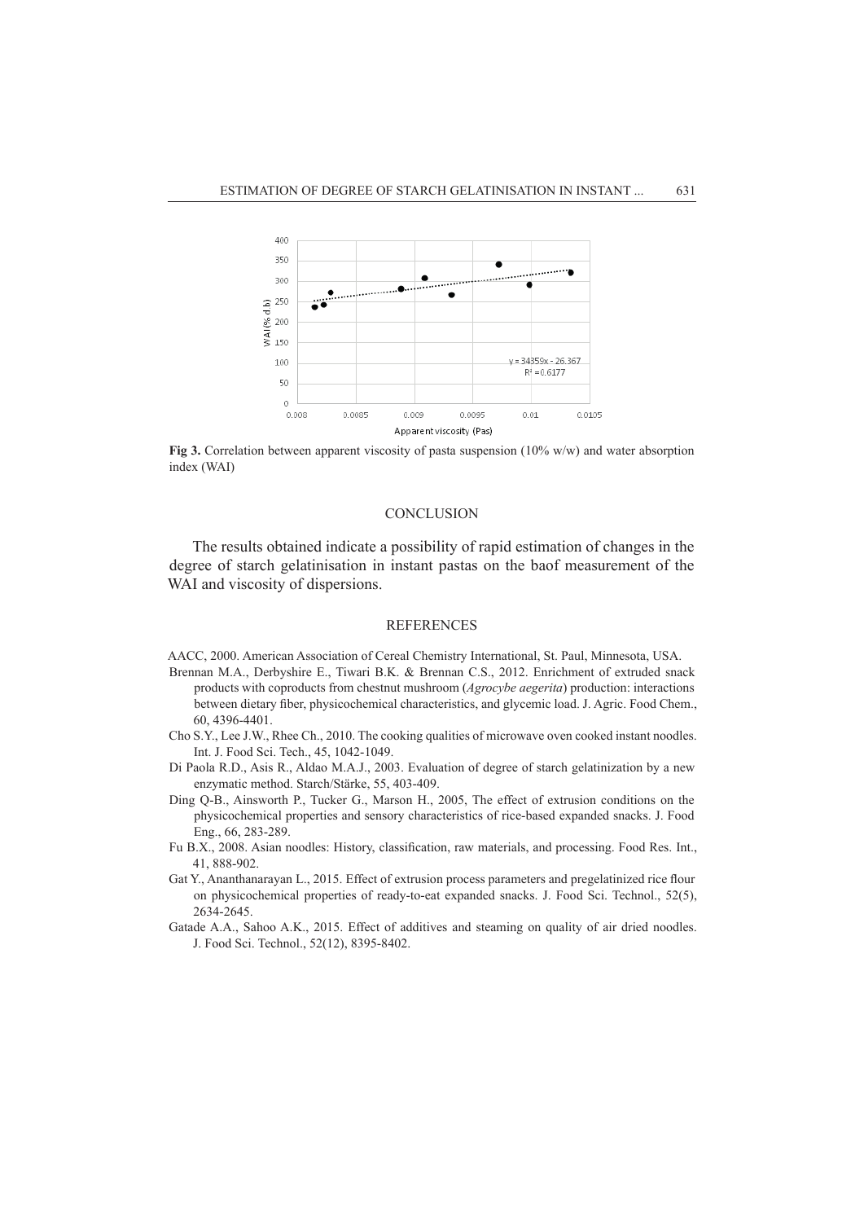Fig 3. Correlation between apparent viscosity of pasta suspension (10% w/w) and water absorption index (WAI)

## CONCLUSION

The results obtained indicate a possibility of rapid estimation of changes in the degree of starch gelatinisation in instant pastas on the baof measurement of the WAI and viscosity of dispersions.

## REFERENCES

AACC, 2000. American Association of Cereal Chemistry International, St. Paul, Minnesota, USA.

Brennan M.A., Derbyshire E., Tiwari B.K. & Brennan C.S., 2012. Enrichment of extruded snack products with coproducts from chestnut mushroom (*Agrocybe aegerita*) production: interactions between dietary fiber, physicochemical characteristics, and glycemic load. J. Agric. Food Chem., 60, 4396-4401.

Cho S.Y., Lee J.W., Rhee Ch., 2010. The cooking qualities of microwave oven cooked instant noodles. Int. J. Food Sci. Tech., 45, 1042-1049.

Di Paola R.D., Asis R., Aldao M.A.J., 2003. Evaluation of degree of starch gelatinization by a new enzymatic method. Starch/Stärke, 55, 403-409.

Ding Q-B., Ainsworth P., Tucker G., Marson H., 2005, The effect of extrusion conditions on the physicochemical properties and sensory characteristics of rice-based expanded snacks. J. Food Eng., 66, 283-289.

Fu B.X., 2008. Asian noodles: History, classification, raw materials, and processing. Food Res. Int., 41, 888-902.

Gat Y., Ananthanarayan L., 2015. Effect of extrusion process parameters and pregelatinized rice flour on physicochemical properties of ready-to-eat expanded snacks. J. Food Sci. Technol., 52(5), 2634-2645.

Gatade A.A., Sahoo A.K., 2015. Effect of additives and steaming on quality of air dried noodles. J. Food Sci. Technol., 52(12), 8395-8402.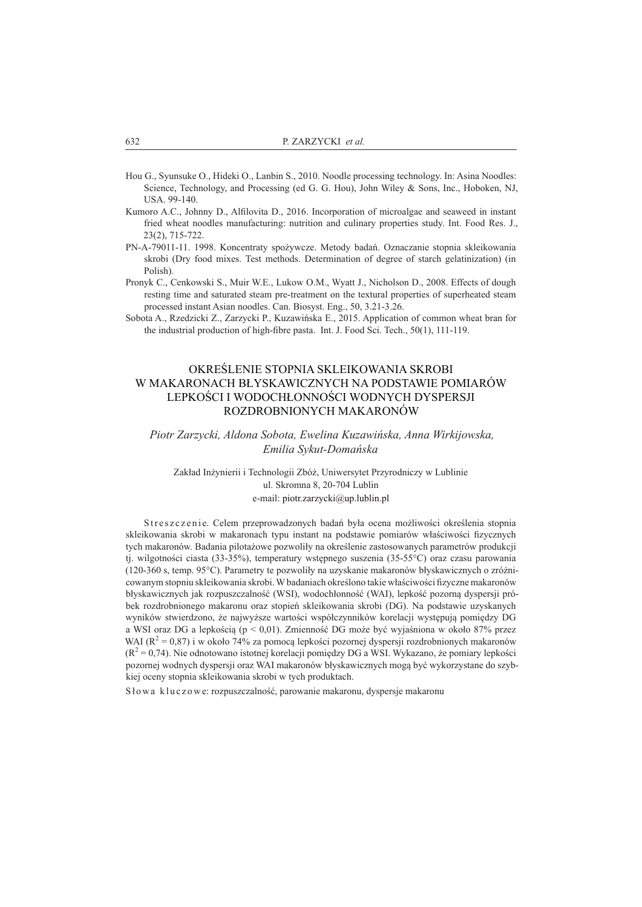Hou G., Syunsuke O., Hideki O., Lanbin S., 2010. Noodle processing technology. In: Asina Noodles: Science, Technology, and Processing (ed G. G. Hou), John Wiley & Sons, Inc., Hoboken, NJ, USA. 99-140.

Kumoro A.C., Johnny D., Alfilovita D., 2016. Incorporation of microalgae and seaweed in instant fried wheat noodles manufacturing: nutrition and culinary properties study. Int. Food Res. J., 23(2), 715-722.

PN-A-79011-11. 1998. Koncentraty spożywcze. Metody badań. Oznaczanie stopnia skleikowania skrobi (Dry food mixes. Test methods. Determination of degree of starch gelatinization) (in Polish).

Pronyk C., Cenkowski S., Muir W.E., Lukow O.M., Wyatt J., Nicholson D., 2008. Effects of dough resting time and saturated steam pre-treatment on the textural properties of superheated steam processed instant Asian noodles. Can. Biosyst. Eng., 50, 3.21-3.26.

Sobota A., Rzedzicki Z., Zarzycki P., Kuzawińska E., 2015. Application of common wheat bran for the industrial production of high-fibre pasta. Int. J. Food Sci. Tech., 50(1), 111-119.

## OKREŚLENIE STOPNIA SKLEIKOWANIA SKROBI W MAKARONACH BŁYSKAWICZNYCH NA PODSTAWIE POMIARÓW LEPKOŚCI I WODOCHŁONNOŚCI WODNYCH DYSPERSJI ROZDROBNIONYCH MAKARONÓW

*Piotr Zarzycki, Aldona Sobota, Ewelina Kuzawińska, Anna Wirkijowska, Emilia Sykut-Domańska*

Zakład Inżynierii i Technologii Zbóż, Uniwersytet Przyrodniczy w Lublinie
ul. Skromna 8, 20-704 Lublin
e-mail: piotr.zarzycki@up.lublin.pl

Streszczenie. Celem przeprowadzonych badań była ocena możliwości określenia stopnia skleikowania skrobi w makaronach typu instant na podstawie pomiarów właściwości fizycznych tych makaronów. Badania pilotażowe pozwoliły na określenie zastosowanych parametrów produkcji tj. wilgotności ciasta (33-35%), temperatury wstępnego suszenia (35-55°C) oraz czasu parowania (120-360 s, temp. 95°C). Parametry te pozwoliły na uzyskanie makaronów błyskawicznych o zróżnicowanym stopniu skleikowania skrobi. W badaniach określono takie właściwości fizyczne makaronów błyskawicznych jak rozpuszczalność (WSI), wodochłonność (WAI), lepkość pozorną dyspersji próbek rozdrobnionego makaronu oraz stopień skleikowania skrobi (DG). Na podstawie uzyskanych wyników stwierdzono, że najwyższe wartości współczynników korelacji występują pomiędzy DG a WSI oraz DG a lepkością ($p < 0,01$). Zmienność DG może być wyjaśniona w około 87% przez WAI ($R^2 = 0,87$) i w około 74% za pomocą lepkości pozornej dyspersji rozdrobnionych makaronów ($R^2 = 0,74$). Nie odnotowano istotnej korelacji pomiędzy DG a WSI. Wykazano, że pomiary lepkości pozornej wodnych dyspersji oraz WAI makaronów błyskawicznych mogą być wykorzystane do szybkiej oceny stopnia skleikowania skrobi w tych produktach.

Słowa kluczowe: rozpuszczalność, parowanie makaronu, dyspersje makaronu